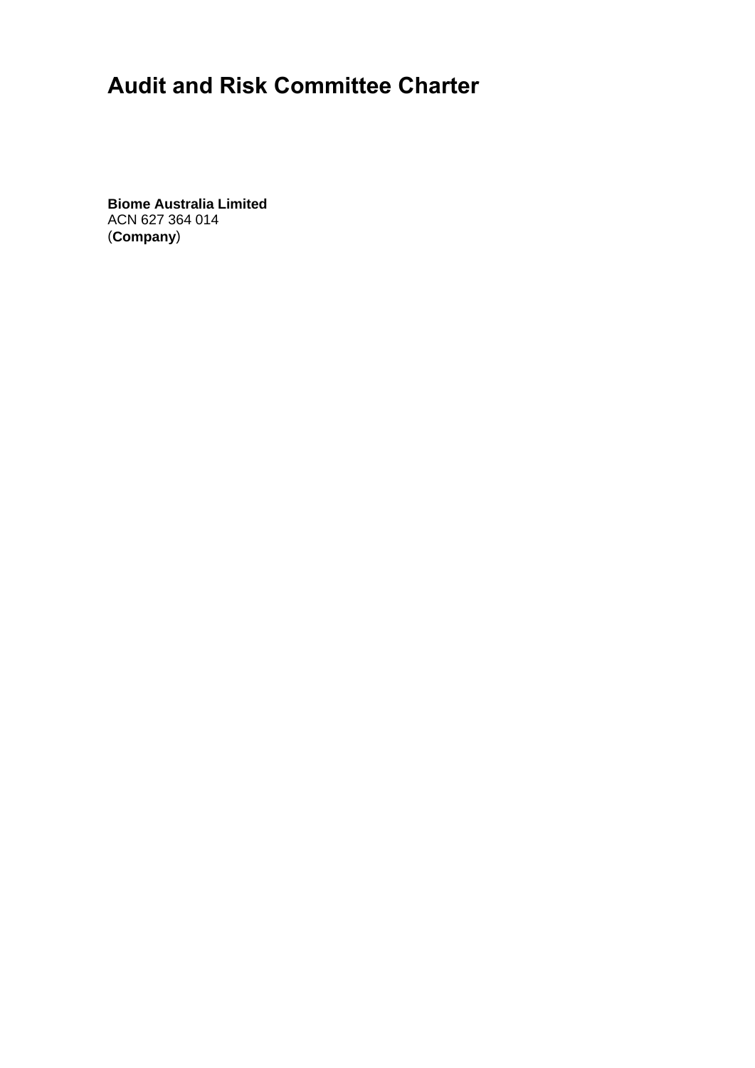# Audit and Risk Committee Charter

**Biome Australia Limited**
ACN 627 364 014
(**Company**)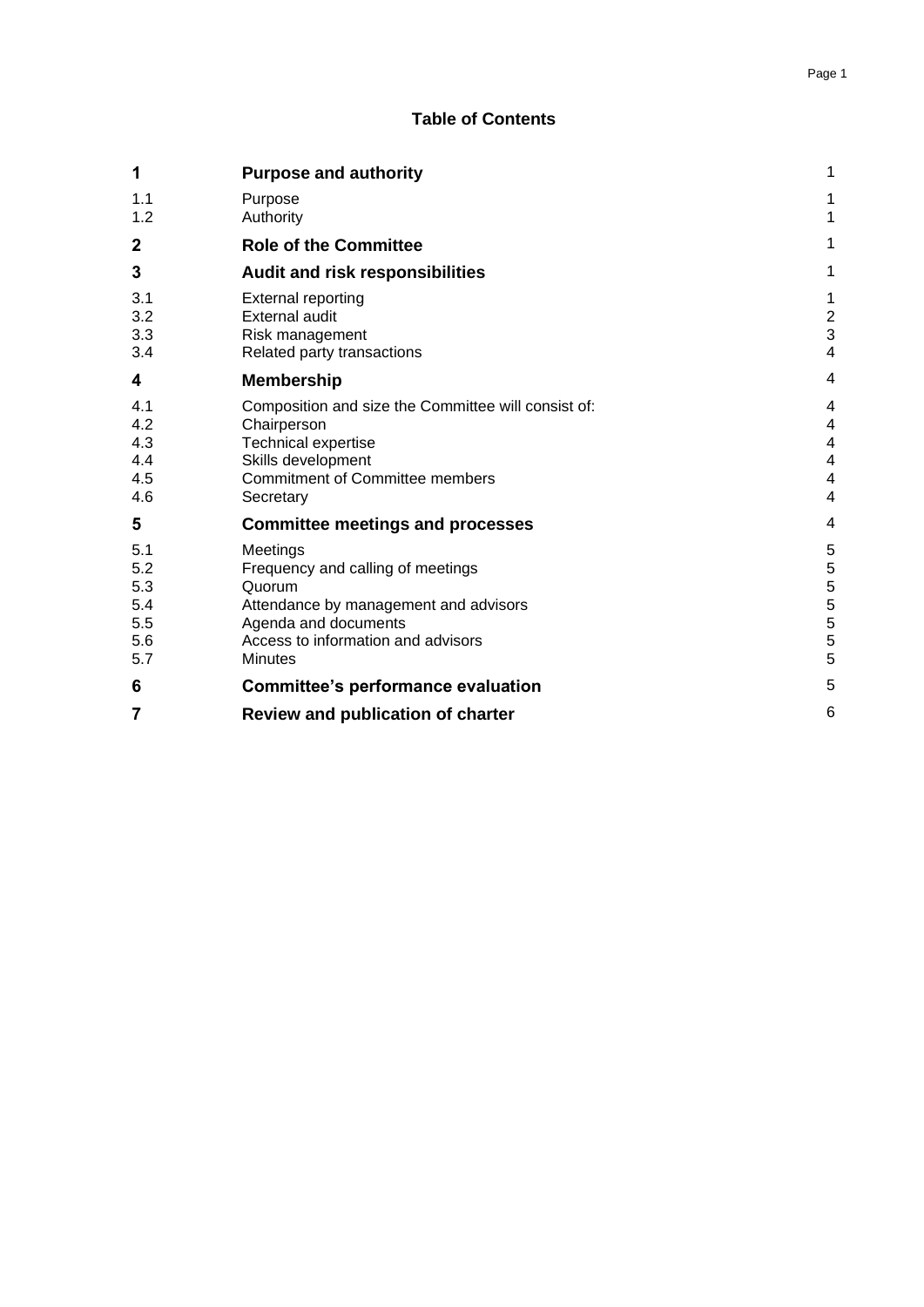## Table of Contents

| | | |
|---|---|---|
| **1** | **Purpose and authority** | 1 |
| 1.1 | Purpose | 1 |
| 1.2 | Authority | 1 |
| **2** | **Role of the Committee** | 1 |
| **3** | **Audit and risk responsibilities** | 1 |
| 3.1 | External reporting | 1 |
| 3.2 | External audit | 2 |
| 3.3 | Risk management | 3 |
| 3.4 | Related party transactions | 4 |
| **4** | **Membership** | 4 |
| 4.1 | Composition and size the Committee will consist of: | 4 |
| 4.2 | Chairperson | 4 |
| 4.3 | Technical expertise | 4 |
| 4.4 | Skills development | 4 |
| 4.5 | Commitment of Committee members | 4 |
| 4.6 | Secretary | 4 |
| **5** | **Committee meetings and processes** | 4 |
| 5.1 | Meetings | 5 |
| 5.2 | Frequency and calling of meetings | 5 |
| 5.3 | Quorum | 5 |
| 5.4 | Attendance by management and advisors | 5 |
| 5.5 | Agenda and documents | 5 |
| 5.6 | Access to information and advisors | 5 |
| 5.7 | Minutes | 5 |
| **6** | **Committee's performance evaluation** | 5 |
| **7** | **Review and publication of charter** | 6 |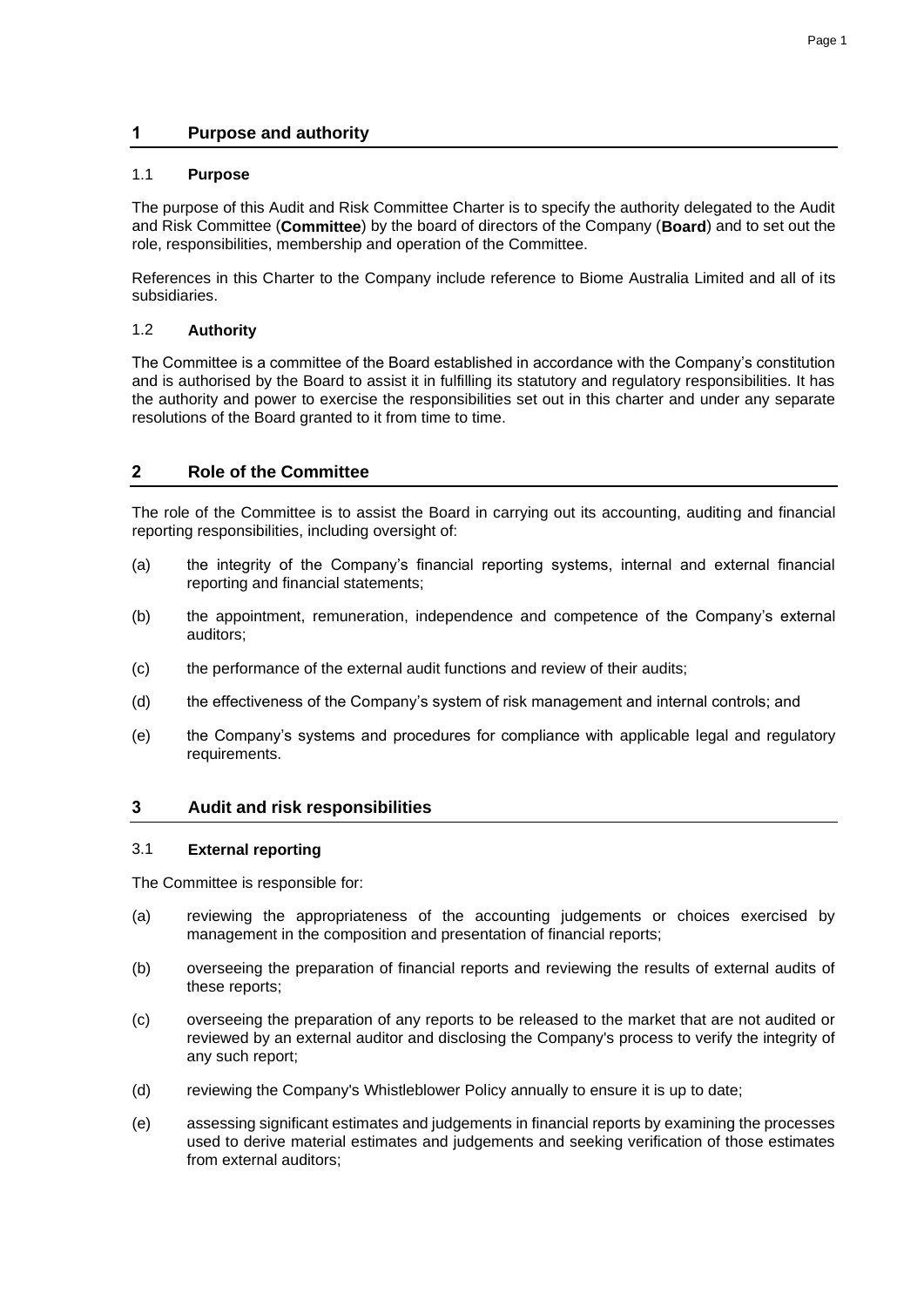## 1 Purpose and authority

### 1.1 Purpose

The purpose of this Audit and Risk Committee Charter is to specify the authority delegated to the Audit and Risk Committee (**Committee**) by the board of directors of the Company (**Board**) and to set out the role, responsibilities, membership and operation of the Committee.

References in this Charter to the Company include reference to Biome Australia Limited and all of its subsidiaries.

### 1.2 Authority

The Committee is a committee of the Board established in accordance with the Company's constitution and is authorised by the Board to assist it in fulfilling its statutory and regulatory responsibilities. It has the authority and power to exercise the responsibilities set out in this charter and under any separate resolutions of the Board granted to it from time to time.

## 2 Role of the Committee

The role of the Committee is to assist the Board in carrying out its accounting, auditing and financial reporting responsibilities, including oversight of:

(a) the integrity of the Company's financial reporting systems, internal and external financial reporting and financial statements;

(b) the appointment, remuneration, independence and competence of the Company's external auditors;

(c) the performance of the external audit functions and review of their audits;

(d) the effectiveness of the Company's system of risk management and internal controls; and

(e) the Company's systems and procedures for compliance with applicable legal and regulatory requirements.

## 3 Audit and risk responsibilities

### 3.1 External reporting

The Committee is responsible for:

(a) reviewing the appropriateness of the accounting judgements or choices exercised by management in the composition and presentation of financial reports;

(b) overseeing the preparation of financial reports and reviewing the results of external audits of these reports;

(c) overseeing the preparation of any reports to be released to the market that are not audited or reviewed by an external auditor and disclosing the Company's process to verify the integrity of any such report;

(d) reviewing the Company's Whistleblower Policy annually to ensure it is up to date;

(e) assessing significant estimates and judgements in financial reports by examining the processes used to derive material estimates and judgements and seeking verification of those estimates from external auditors;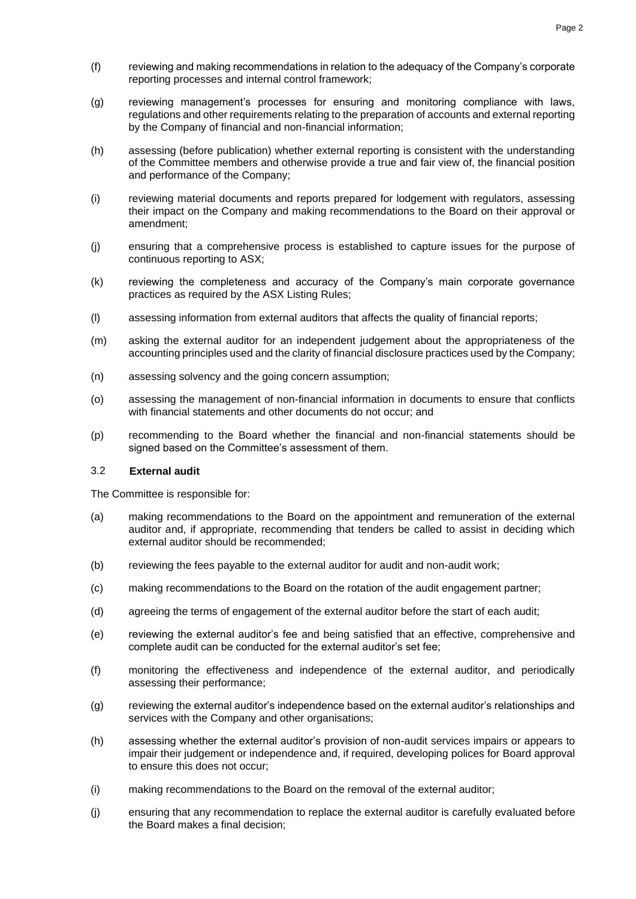(f) reviewing and making recommendations in relation to the adequacy of the Company's corporate reporting processes and internal control framework;

(g) reviewing management's processes for ensuring and monitoring compliance with laws, regulations and other requirements relating to the preparation of accounts and external reporting by the Company of financial and non-financial information;

(h) assessing (before publication) whether external reporting is consistent with the understanding of the Committee members and otherwise provide a true and fair view of, the financial position and performance of the Company;

(i) reviewing material documents and reports prepared for lodgement with regulators, assessing their impact on the Company and making recommendations to the Board on their approval or amendment;

(j) ensuring that a comprehensive process is established to capture issues for the purpose of continuous reporting to ASX;

(k) reviewing the completeness and accuracy of the Company's main corporate governance practices as required by the ASX Listing Rules;

(l) assessing information from external auditors that affects the quality of financial reports;

(m) asking the external auditor for an independent judgement about the appropriateness of the accounting principles used and the clarity of financial disclosure practices used by the Company;

(n) assessing solvency and the going concern assumption;

(o) assessing the management of non-financial information in documents to ensure that conflicts with financial statements and other documents do not occur; and

(p) recommending to the Board whether the financial and non-financial statements should be signed based on the Committee's assessment of them.

### 3.2 External audit

The Committee is responsible for:

(a) making recommendations to the Board on the appointment and remuneration of the external auditor and, if appropriate, recommending that tenders be called to assist in deciding which external auditor should be recommended;

(b) reviewing the fees payable to the external auditor for audit and non-audit work;

(c) making recommendations to the Board on the rotation of the audit engagement partner;

(d) agreeing the terms of engagement of the external auditor before the start of each audit;

(e) reviewing the external auditor's fee and being satisfied that an effective, comprehensive and complete audit can be conducted for the external auditor's set fee;

(f) monitoring the effectiveness and independence of the external auditor, and periodically assessing their performance;

(g) reviewing the external auditor's independence based on the external auditor's relationships and services with the Company and other organisations;

(h) assessing whether the external auditor's provision of non-audit services impairs or appears to impair their judgement or independence and, if required, developing polices for Board approval to ensure this does not occur;

(i) making recommendations to the Board on the removal of the external auditor;

(j) ensuring that any recommendation to replace the external auditor is carefully evaluated before the Board makes a final decision;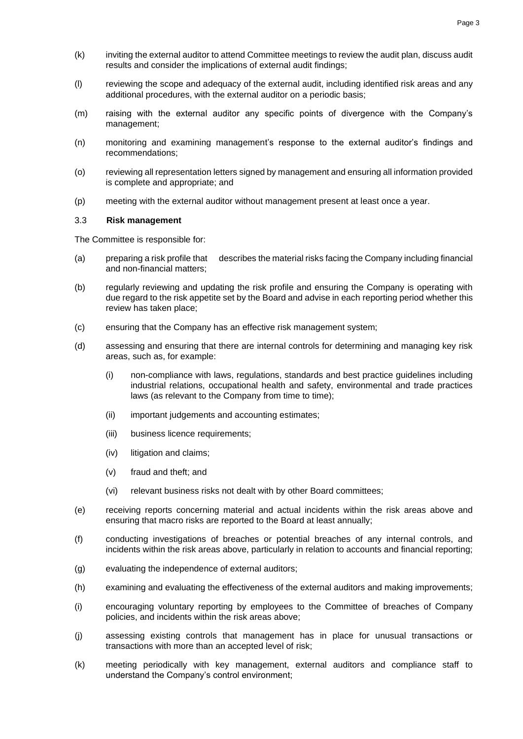(k) inviting the external auditor to attend Committee meetings to review the audit plan, discuss audit results and consider the implications of external audit findings;

(l) reviewing the scope and adequacy of the external audit, including identified risk areas and any additional procedures, with the external auditor on a periodic basis;

(m) raising with the external auditor any specific points of divergence with the Company's management;

(n) monitoring and examining management's response to the external auditor's findings and recommendations;

(o) reviewing all representation letters signed by management and ensuring all information provided is complete and appropriate; and

(p) meeting with the external auditor without management present at least once a year.

### 3.3 Risk management

The Committee is responsible for:

(a) preparing a risk profile that describes the material risks facing the Company including financial and non-financial matters;

(b) regularly reviewing and updating the risk profile and ensuring the Company is operating with due regard to the risk appetite set by the Board and advise in each reporting period whether this review has taken place;

(c) ensuring that the Company has an effective risk management system;

(d) assessing and ensuring that there are internal controls for determining and managing key risk areas, such as, for example:

- (i) non-compliance with laws, regulations, standards and best practice guidelines including industrial relations, occupational health and safety, environmental and trade practices laws (as relevant to the Company from time to time);
- (ii) important judgements and accounting estimates;
- (iii) business licence requirements;
- (iv) litigation and claims;
- (v) fraud and theft; and
- (vi) relevant business risks not dealt with by other Board committees;

(e) receiving reports concerning material and actual incidents within the risk areas above and ensuring that macro risks are reported to the Board at least annually;

(f) conducting investigations of breaches or potential breaches of any internal controls, and incidents within the risk areas above, particularly in relation to accounts and financial reporting;

(g) evaluating the independence of external auditors;

(h) examining and evaluating the effectiveness of the external auditors and making improvements;

(i) encouraging voluntary reporting by employees to the Committee of breaches of Company policies, and incidents within the risk areas above;

(j) assessing existing controls that management has in place for unusual transactions or transactions with more than an accepted level of risk;

(k) meeting periodically with key management, external auditors and compliance staff to understand the Company's control environment;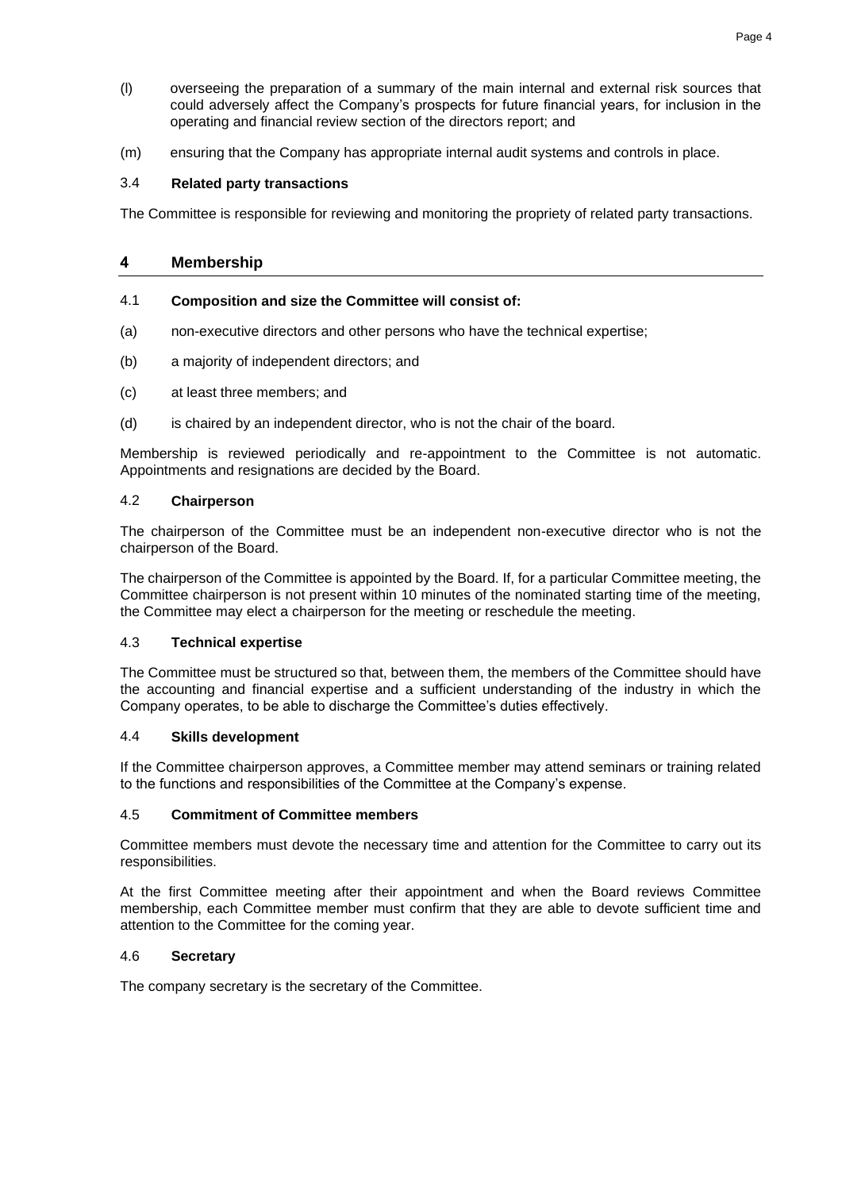(l) overseeing the preparation of a summary of the main internal and external risk sources that could adversely affect the Company's prospects for future financial years, for inclusion in the operating and financial review section of the directors report; and

(m) ensuring that the Company has appropriate internal audit systems and controls in place.

### 3.4 Related party transactions

The Committee is responsible for reviewing and monitoring the propriety of related party transactions.

## 4 Membership

### 4.1 Composition and size the Committee will consist of:

(a) non-executive directors and other persons who have the technical expertise;

(b) a majority of independent directors; and

(c) at least three members; and

(d) is chaired by an independent director, who is not the chair of the board.

Membership is reviewed periodically and re-appointment to the Committee is not automatic. Appointments and resignations are decided by the Board.

### 4.2 Chairperson

The chairperson of the Committee must be an independent non-executive director who is not the chairperson of the Board.

The chairperson of the Committee is appointed by the Board. If, for a particular Committee meeting, the Committee chairperson is not present within 10 minutes of the nominated starting time of the meeting, the Committee may elect a chairperson for the meeting or reschedule the meeting.

### 4.3 Technical expertise

The Committee must be structured so that, between them, the members of the Committee should have the accounting and financial expertise and a sufficient understanding of the industry in which the Company operates, to be able to discharge the Committee's duties effectively.

### 4.4 Skills development

If the Committee chairperson approves, a Committee member may attend seminars or training related to the functions and responsibilities of the Committee at the Company's expense.

### 4.5 Commitment of Committee members

Committee members must devote the necessary time and attention for the Committee to carry out its responsibilities.

At the first Committee meeting after their appointment and when the Board reviews Committee membership, each Committee member must confirm that they are able to devote sufficient time and attention to the Committee for the coming year.

### 4.6 Secretary

The company secretary is the secretary of the Committee.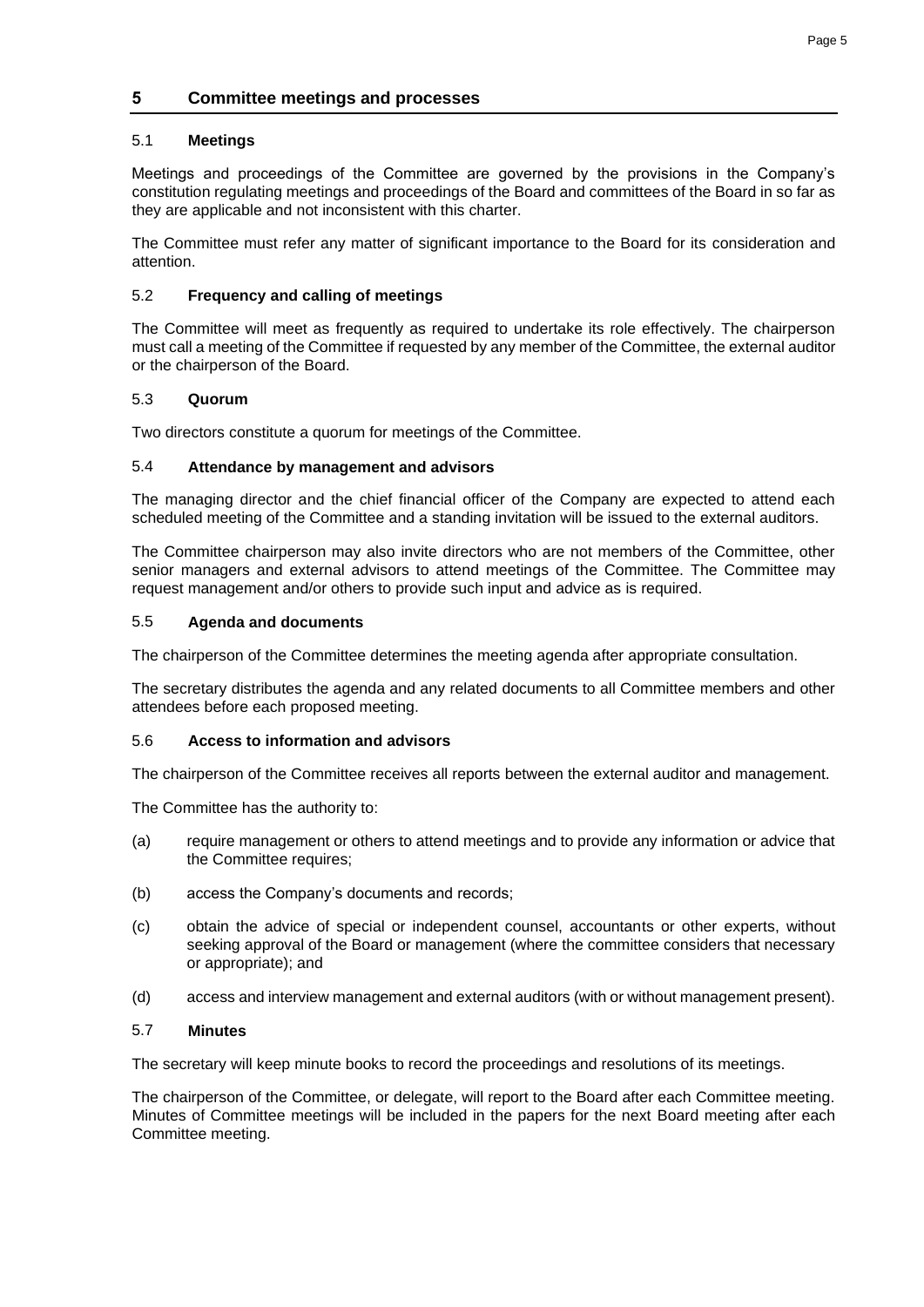## 5 Committee meetings and processes

### 5.1 Meetings

Meetings and proceedings of the Committee are governed by the provisions in the Company's constitution regulating meetings and proceedings of the Board and committees of the Board in so far as they are applicable and not inconsistent with this charter.

The Committee must refer any matter of significant importance to the Board for its consideration and attention.

### 5.2 Frequency and calling of meetings

The Committee will meet as frequently as required to undertake its role effectively. The chairperson must call a meeting of the Committee if requested by any member of the Committee, the external auditor or the chairperson of the Board.

### 5.3 Quorum

Two directors constitute a quorum for meetings of the Committee.

### 5.4 Attendance by management and advisors

The managing director and the chief financial officer of the Company are expected to attend each scheduled meeting of the Committee and a standing invitation will be issued to the external auditors.

The Committee chairperson may also invite directors who are not members of the Committee, other senior managers and external advisors to attend meetings of the Committee. The Committee may request management and/or others to provide such input and advice as is required.

### 5.5 Agenda and documents

The chairperson of the Committee determines the meeting agenda after appropriate consultation.

The secretary distributes the agenda and any related documents to all Committee members and other attendees before each proposed meeting.

### 5.6 Access to information and advisors

The chairperson of the Committee receives all reports between the external auditor and management.

The Committee has the authority to:

(a) require management or others to attend meetings and to provide any information or advice that the Committee requires;

(b) access the Company's documents and records;

(c) obtain the advice of special or independent counsel, accountants or other experts, without seeking approval of the Board or management (where the committee considers that necessary or appropriate); and

(d) access and interview management and external auditors (with or without management present).

### 5.7 Minutes

The secretary will keep minute books to record the proceedings and resolutions of its meetings.

The chairperson of the Committee, or delegate, will report to the Board after each Committee meeting. Minutes of Committee meetings will be included in the papers for the next Board meeting after each Committee meeting.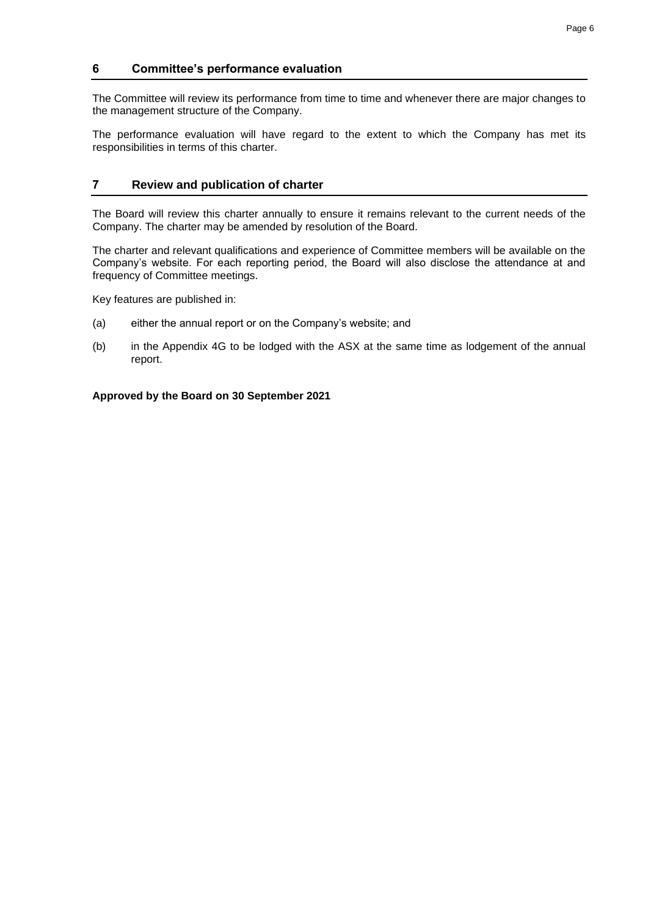## 6 Committee's performance evaluation

The Committee will review its performance from time to time and whenever there are major changes to the management structure of the Company.

The performance evaluation will have regard to the extent to which the Company has met its responsibilities in terms of this charter.

## 7 Review and publication of charter

The Board will review this charter annually to ensure it remains relevant to the current needs of the Company. The charter may be amended by resolution of the Board.

The charter and relevant qualifications and experience of Committee members will be available on the Company's website. For each reporting period, the Board will also disclose the attendance at and frequency of Committee meetings.

Key features are published in:

(a) either the annual report or on the Company's website; and

(b) in the Appendix 4G to be lodged with the ASX at the same time as lodgement of the annual report.

**Approved by the Board on 30 September 2021**